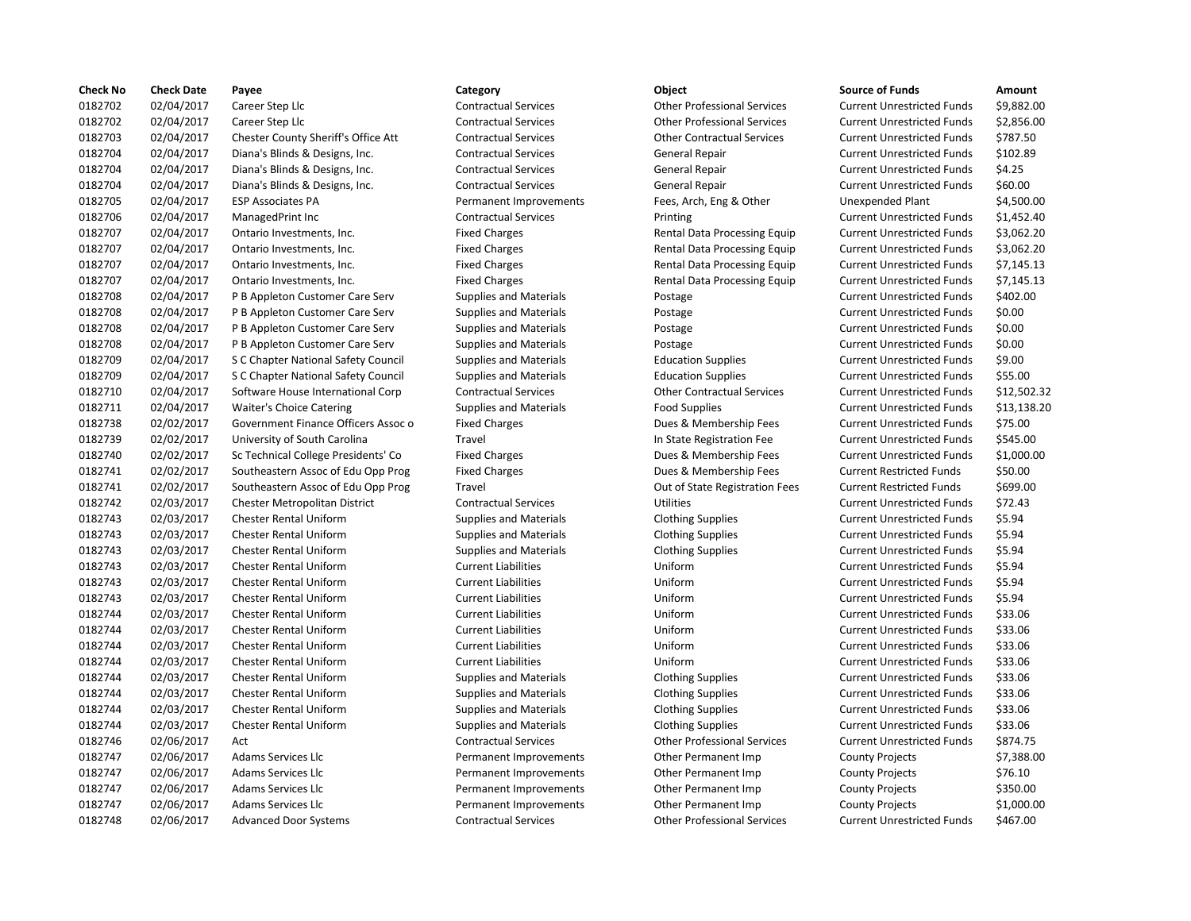| Check No | Check Date | Payee | Category | Object | Source of Funds | Amount |
|---|---|---|---|---|---|---|
| 0182702 | 02/04/2017 | Career Step Llc | Contractual Services | Other Professional Services | Current Unrestricted Funds | $9,882.00 |
| 0182702 | 02/04/2017 | Career Step Llc | Contractual Services | Other Professional Services | Current Unrestricted Funds | $2,856.00 |
| 0182703 | 02/04/2017 | Chester County Sheriff's Office Att | Contractual Services | Other Contractual Services | Current Unrestricted Funds | $787.50 |
| 0182704 | 02/04/2017 | Diana's Blinds & Designs, Inc. | Contractual Services | General Repair | Current Unrestricted Funds | $102.89 |
| 0182704 | 02/04/2017 | Diana's Blinds & Designs, Inc. | Contractual Services | General Repair | Current Unrestricted Funds | $4.25 |
| 0182704 | 02/04/2017 | Diana's Blinds & Designs, Inc. | Contractual Services | General Repair | Current Unrestricted Funds | $60.00 |
| 0182705 | 02/04/2017 | ESP Associates PA | Permanent Improvements | Fees, Arch, Eng & Other | Unexpended Plant | $4,500.00 |
| 0182706 | 02/04/2017 | ManagedPrint Inc | Contractual Services | Printing | Current Unrestricted Funds | $1,452.40 |
| 0182707 | 02/04/2017 | Ontario Investments, Inc. | Fixed Charges | Rental Data Processing Equip | Current Unrestricted Funds | $3,062.20 |
| 0182707 | 02/04/2017 | Ontario Investments, Inc. | Fixed Charges | Rental Data Processing Equip | Current Unrestricted Funds | $3,062.20 |
| 0182707 | 02/04/2017 | Ontario Investments, Inc. | Fixed Charges | Rental Data Processing Equip | Current Unrestricted Funds | $7,145.13 |
| 0182707 | 02/04/2017 | Ontario Investments, Inc. | Fixed Charges | Rental Data Processing Equip | Current Unrestricted Funds | $7,145.13 |
| 0182708 | 02/04/2017 | P B Appleton Customer Care Serv | Supplies and Materials | Postage | Current Unrestricted Funds | $402.00 |
| 0182708 | 02/04/2017 | P B Appleton Customer Care Serv | Supplies and Materials | Postage | Current Unrestricted Funds | $0.00 |
| 0182708 | 02/04/2017 | P B Appleton Customer Care Serv | Supplies and Materials | Postage | Current Unrestricted Funds | $0.00 |
| 0182708 | 02/04/2017 | P B Appleton Customer Care Serv | Supplies and Materials | Postage | Current Unrestricted Funds | $0.00 |
| 0182709 | 02/04/2017 | S C Chapter National Safety Council | Supplies and Materials | Education Supplies | Current Unrestricted Funds | $9.00 |
| 0182709 | 02/04/2017 | S C Chapter National Safety Council | Supplies and Materials | Education Supplies | Current Unrestricted Funds | $55.00 |
| 0182710 | 02/04/2017 | Software House International Corp | Contractual Services | Other Contractual Services | Current Unrestricted Funds | $12,502.32 |
| 0182711 | 02/04/2017 | Waiter's Choice Catering | Supplies and Materials | Food Supplies | Current Unrestricted Funds | $13,138.20 |
| 0182738 | 02/02/2017 | Government Finance Officers Assoc o | Fixed Charges | Dues & Membership Fees | Current Unrestricted Funds | $75.00 |
| 0182739 | 02/02/2017 | University of South Carolina | Travel | In State Registration Fee | Current Unrestricted Funds | $545.00 |
| 0182740 | 02/02/2017 | Sc Technical College Presidents' Co | Fixed Charges | Dues & Membership Fees | Current Unrestricted Funds | $1,000.00 |
| 0182741 | 02/02/2017 | Southeastern Assoc of Edu Opp Prog | Fixed Charges | Dues & Membership Fees | Current Restricted Funds | $50.00 |
| 0182741 | 02/02/2017 | Southeastern Assoc of Edu Opp Prog | Travel | Out of State Registration Fees | Current Restricted Funds | $699.00 |
| 0182742 | 02/03/2017 | Chester Metropolitan District | Contractual Services | Utilities | Current Unrestricted Funds | $72.43 |
| 0182743 | 02/03/2017 | Chester Rental Uniform | Supplies and Materials | Clothing Supplies | Current Unrestricted Funds | $5.94 |
| 0182743 | 02/03/2017 | Chester Rental Uniform | Supplies and Materials | Clothing Supplies | Current Unrestricted Funds | $5.94 |
| 0182743 | 02/03/2017 | Chester Rental Uniform | Supplies and Materials | Clothing Supplies | Current Unrestricted Funds | $5.94 |
| 0182743 | 02/03/2017 | Chester Rental Uniform | Current Liabilities | Uniform | Current Unrestricted Funds | $5.94 |
| 0182743 | 02/03/2017 | Chester Rental Uniform | Current Liabilities | Uniform | Current Unrestricted Funds | $5.94 |
| 0182743 | 02/03/2017 | Chester Rental Uniform | Current Liabilities | Uniform | Current Unrestricted Funds | $5.94 |
| 0182744 | 02/03/2017 | Chester Rental Uniform | Current Liabilities | Uniform | Current Unrestricted Funds | $33.06 |
| 0182744 | 02/03/2017 | Chester Rental Uniform | Current Liabilities | Uniform | Current Unrestricted Funds | $33.06 |
| 0182744 | 02/03/2017 | Chester Rental Uniform | Current Liabilities | Uniform | Current Unrestricted Funds | $33.06 |
| 0182744 | 02/03/2017 | Chester Rental Uniform | Current Liabilities | Uniform | Current Unrestricted Funds | $33.06 |
| 0182744 | 02/03/2017 | Chester Rental Uniform | Supplies and Materials | Clothing Supplies | Current Unrestricted Funds | $33.06 |
| 0182744 | 02/03/2017 | Chester Rental Uniform | Supplies and Materials | Clothing Supplies | Current Unrestricted Funds | $33.06 |
| 0182744 | 02/03/2017 | Chester Rental Uniform | Supplies and Materials | Clothing Supplies | Current Unrestricted Funds | $33.06 |
| 0182744 | 02/03/2017 | Chester Rental Uniform | Supplies and Materials | Clothing Supplies | Current Unrestricted Funds | $33.06 |
| 0182746 | 02/06/2017 | Act | Contractual Services | Other Professional Services | Current Unrestricted Funds | $874.75 |
| 0182747 | 02/06/2017 | Adams Services Llc | Permanent Improvements | Other Permanent Imp | County Projects | $7,388.00 |
| 0182747 | 02/06/2017 | Adams Services Llc | Permanent Improvements | Other Permanent Imp | County Projects | $76.10 |
| 0182747 | 02/06/2017 | Adams Services Llc | Permanent Improvements | Other Permanent Imp | County Projects | $350.00 |
| 0182747 | 02/06/2017 | Adams Services Llc | Permanent Improvements | Other Permanent Imp | County Projects | $1,000.00 |
| 0182748 | 02/06/2017 | Advanced Door Systems | Contractual Services | Other Professional Services | Current Unrestricted Funds | $467.00 |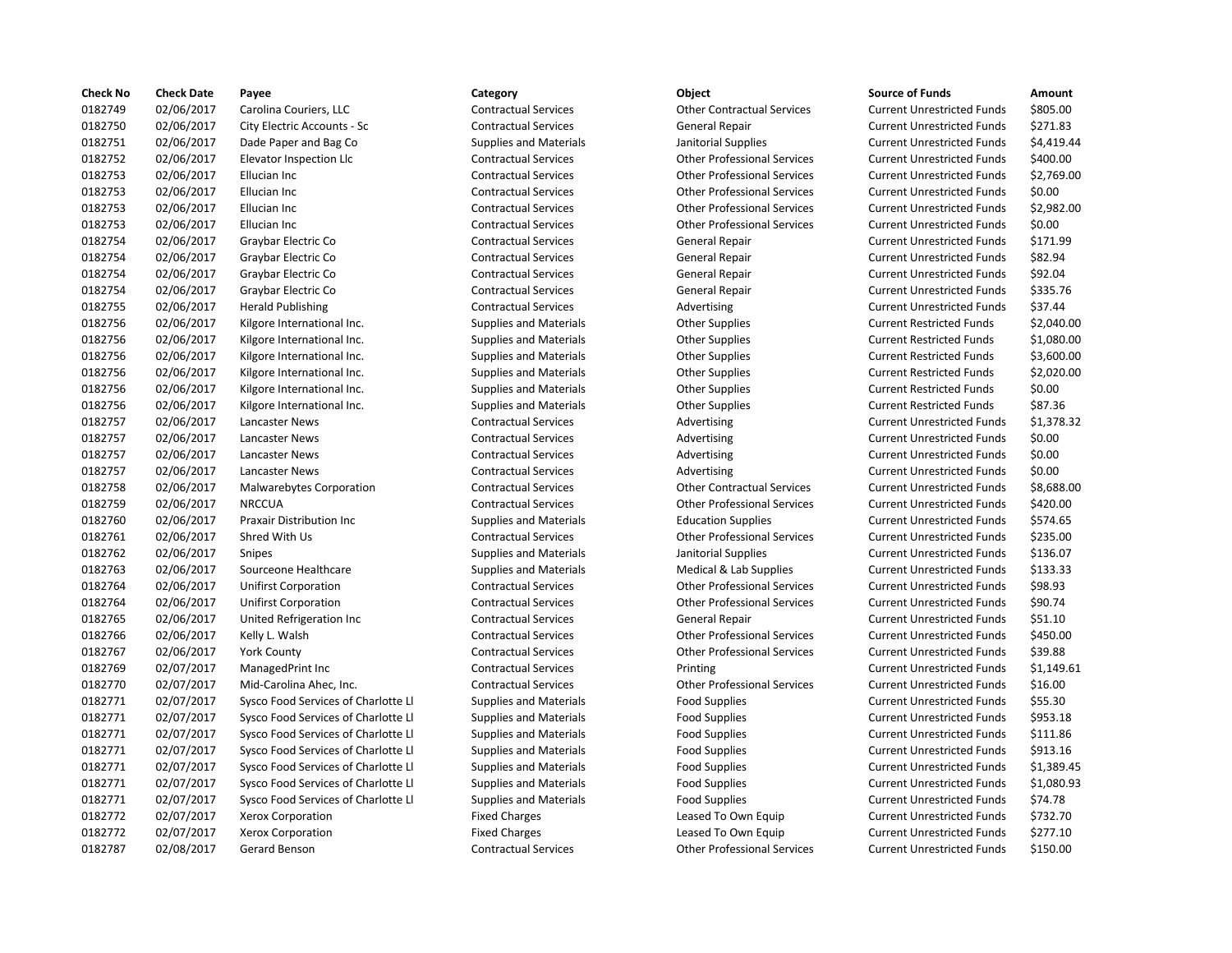| Check No | Check Date | Payee | Category | Object | Source of Funds | Amount |
|---|---|---|---|---|---|---|
| 0182749 | 02/06/2017 | Carolina Couriers, LLC | Contractual Services | Other Contractual Services | Current Unrestricted Funds | $805.00 |
| 0182750 | 02/06/2017 | City Electric Accounts - Sc | Contractual Services | General Repair | Current Unrestricted Funds | $271.83 |
| 0182751 | 02/06/2017 | Dade Paper and Bag Co | Supplies and Materials | Janitorial Supplies | Current Unrestricted Funds | $4,419.44 |
| 0182752 | 02/06/2017 | Elevator Inspection Llc | Contractual Services | Other Professional Services | Current Unrestricted Funds | $400.00 |
| 0182753 | 02/06/2017 | Ellucian Inc | Contractual Services | Other Professional Services | Current Unrestricted Funds | $2,769.00 |
| 0182753 | 02/06/2017 | Ellucian Inc | Contractual Services | Other Professional Services | Current Unrestricted Funds | $0.00 |
| 0182753 | 02/06/2017 | Ellucian Inc | Contractual Services | Other Professional Services | Current Unrestricted Funds | $2,982.00 |
| 0182753 | 02/06/2017 | Ellucian Inc | Contractual Services | Other Professional Services | Current Unrestricted Funds | $0.00 |
| 0182754 | 02/06/2017 | Graybar Electric Co | Contractual Services | General Repair | Current Unrestricted Funds | $171.99 |
| 0182754 | 02/06/2017 | Graybar Electric Co | Contractual Services | General Repair | Current Unrestricted Funds | $82.94 |
| 0182754 | 02/06/2017 | Graybar Electric Co | Contractual Services | General Repair | Current Unrestricted Funds | $92.04 |
| 0182754 | 02/06/2017 | Graybar Electric Co | Contractual Services | General Repair | Current Unrestricted Funds | $335.76 |
| 0182755 | 02/06/2017 | Herald Publishing | Contractual Services | Advertising | Current Unrestricted Funds | $37.44 |
| 0182756 | 02/06/2017 | Kilgore International Inc. | Supplies and Materials | Other Supplies | Current Restricted Funds | $2,040.00 |
| 0182756 | 02/06/2017 | Kilgore International Inc. | Supplies and Materials | Other Supplies | Current Restricted Funds | $1,080.00 |
| 0182756 | 02/06/2017 | Kilgore International Inc. | Supplies and Materials | Other Supplies | Current Restricted Funds | $3,600.00 |
| 0182756 | 02/06/2017 | Kilgore International Inc. | Supplies and Materials | Other Supplies | Current Restricted Funds | $2,020.00 |
| 0182756 | 02/06/2017 | Kilgore International Inc. | Supplies and Materials | Other Supplies | Current Restricted Funds | $0.00 |
| 0182756 | 02/06/2017 | Kilgore International Inc. | Supplies and Materials | Other Supplies | Current Restricted Funds | $87.36 |
| 0182757 | 02/06/2017 | Lancaster News | Contractual Services | Advertising | Current Unrestricted Funds | $1,378.32 |
| 0182757 | 02/06/2017 | Lancaster News | Contractual Services | Advertising | Current Unrestricted Funds | $0.00 |
| 0182757 | 02/06/2017 | Lancaster News | Contractual Services | Advertising | Current Unrestricted Funds | $0.00 |
| 0182757 | 02/06/2017 | Lancaster News | Contractual Services | Advertising | Current Unrestricted Funds | $0.00 |
| 0182758 | 02/06/2017 | Malwarebytes Corporation | Contractual Services | Other Contractual Services | Current Unrestricted Funds | $8,688.00 |
| 0182759 | 02/06/2017 | NRCCUA | Contractual Services | Other Professional Services | Current Unrestricted Funds | $420.00 |
| 0182760 | 02/06/2017 | Praxair Distribution Inc | Supplies and Materials | Education Supplies | Current Unrestricted Funds | $574.65 |
| 0182761 | 02/06/2017 | Shred With Us | Contractual Services | Other Professional Services | Current Unrestricted Funds | $235.00 |
| 0182762 | 02/06/2017 | Snipes | Supplies and Materials | Janitorial Supplies | Current Unrestricted Funds | $136.07 |
| 0182763 | 02/06/2017 | Sourceone Healthcare | Supplies and Materials | Medical & Lab Supplies | Current Unrestricted Funds | $133.33 |
| 0182764 | 02/06/2017 | Unifirst Corporation | Contractual Services | Other Professional Services | Current Unrestricted Funds | $98.93 |
| 0182764 | 02/06/2017 | Unifirst Corporation | Contractual Services | Other Professional Services | Current Unrestricted Funds | $90.74 |
| 0182765 | 02/06/2017 | United Refrigeration Inc | Contractual Services | General Repair | Current Unrestricted Funds | $51.10 |
| 0182766 | 02/06/2017 | Kelly L. Walsh | Contractual Services | Other Professional Services | Current Unrestricted Funds | $450.00 |
| 0182767 | 02/06/2017 | York County | Contractual Services | Other Professional Services | Current Unrestricted Funds | $39.88 |
| 0182769 | 02/07/2017 | ManagedPrint Inc | Contractual Services | Printing | Current Unrestricted Funds | $1,149.61 |
| 0182770 | 02/07/2017 | Mid-Carolina Ahec, Inc. | Contractual Services | Other Professional Services | Current Unrestricted Funds | $16.00 |
| 0182771 | 02/07/2017 | Sysco Food Services of Charlotte Ll | Supplies and Materials | Food Supplies | Current Unrestricted Funds | $55.30 |
| 0182771 | 02/07/2017 | Sysco Food Services of Charlotte Ll | Supplies and Materials | Food Supplies | Current Unrestricted Funds | $953.18 |
| 0182771 | 02/07/2017 | Sysco Food Services of Charlotte Ll | Supplies and Materials | Food Supplies | Current Unrestricted Funds | $111.86 |
| 0182771 | 02/07/2017 | Sysco Food Services of Charlotte Ll | Supplies and Materials | Food Supplies | Current Unrestricted Funds | $913.16 |
| 0182771 | 02/07/2017 | Sysco Food Services of Charlotte Ll | Supplies and Materials | Food Supplies | Current Unrestricted Funds | $1,389.45 |
| 0182771 | 02/07/2017 | Sysco Food Services of Charlotte Ll | Supplies and Materials | Food Supplies | Current Unrestricted Funds | $1,080.93 |
| 0182771 | 02/07/2017 | Sysco Food Services of Charlotte Ll | Supplies and Materials | Food Supplies | Current Unrestricted Funds | $74.78 |
| 0182772 | 02/07/2017 | Xerox Corporation | Fixed Charges | Leased To Own Equip | Current Unrestricted Funds | $732.70 |
| 0182772 | 02/07/2017 | Xerox Corporation | Fixed Charges | Leased To Own Equip | Current Unrestricted Funds | $277.10 |
| 0182787 | 02/08/2017 | Gerard Benson | Contractual Services | Other Professional Services | Current Unrestricted Funds | $150.00 |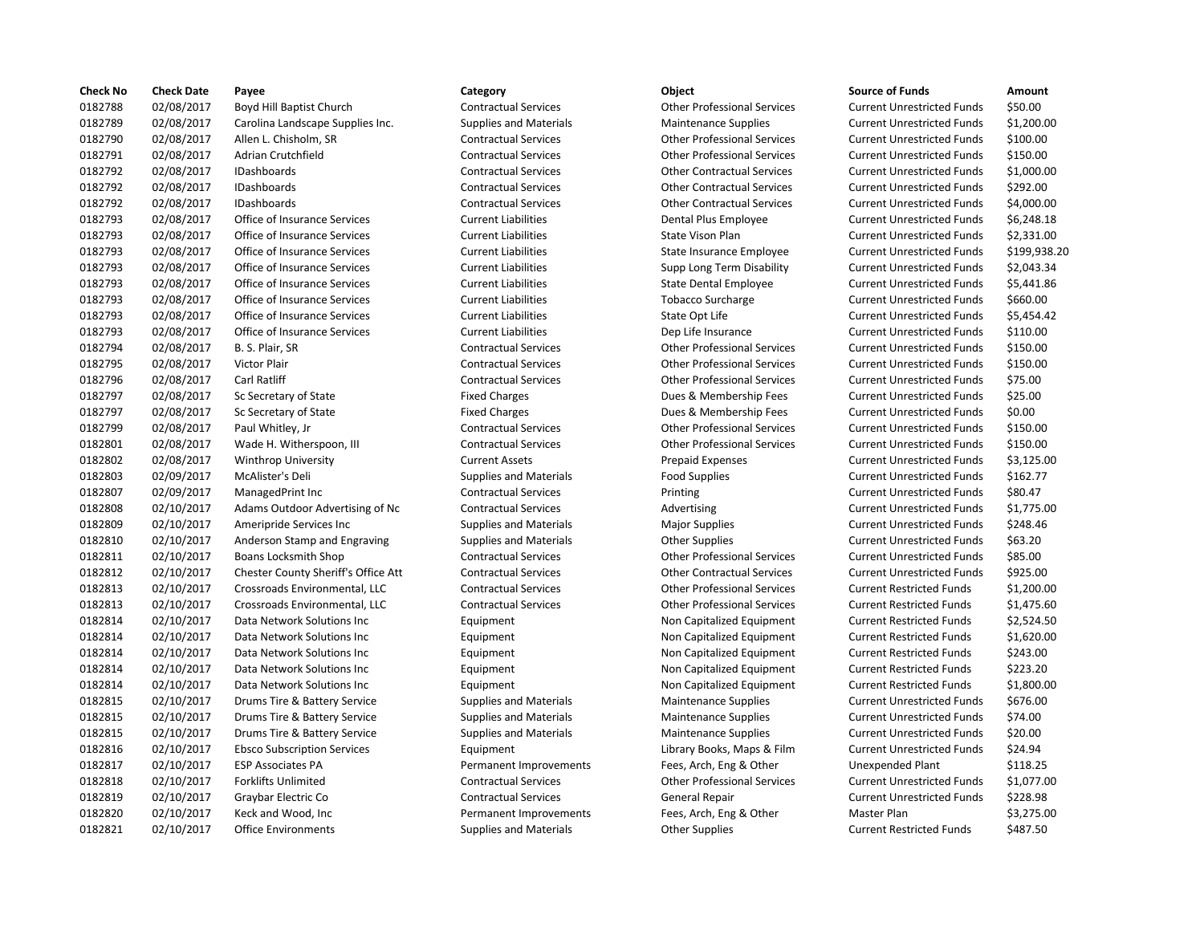| Check No | Check Date | Payee | Category | Object | Source of Funds | Amount |
|---|---|---|---|---|---|---|
| 0182788 | 02/08/2017 | Boyd Hill Baptist Church | Contractual Services | Other Professional Services | Current Unrestricted Funds | $50.00 |
| 0182789 | 02/08/2017 | Carolina Landscape Supplies Inc. | Supplies and Materials | Maintenance Supplies | Current Unrestricted Funds | $1,200.00 |
| 0182790 | 02/08/2017 | Allen L. Chisholm, SR | Contractual Services | Other Professional Services | Current Unrestricted Funds | $100.00 |
| 0182791 | 02/08/2017 | Adrian Crutchfield | Contractual Services | Other Professional Services | Current Unrestricted Funds | $150.00 |
| 0182792 | 02/08/2017 | IDashboards | Contractual Services | Other Contractual Services | Current Unrestricted Funds | $1,000.00 |
| 0182792 | 02/08/2017 | IDashboards | Contractual Services | Other Contractual Services | Current Unrestricted Funds | $292.00 |
| 0182792 | 02/08/2017 | IDashboards | Contractual Services | Other Contractual Services | Current Unrestricted Funds | $4,000.00 |
| 0182793 | 02/08/2017 | Office of Insurance Services | Current Liabilities | Dental Plus Employee | Current Unrestricted Funds | $6,248.18 |
| 0182793 | 02/08/2017 | Office of Insurance Services | Current Liabilities | State Vison Plan | Current Unrestricted Funds | $2,331.00 |
| 0182793 | 02/08/2017 | Office of Insurance Services | Current Liabilities | State Insurance Employee | Current Unrestricted Funds | $199,938.20 |
| 0182793 | 02/08/2017 | Office of Insurance Services | Current Liabilities | Supp Long Term Disability | Current Unrestricted Funds | $2,043.34 |
| 0182793 | 02/08/2017 | Office of Insurance Services | Current Liabilities | State Dental Employee | Current Unrestricted Funds | $5,441.86 |
| 0182793 | 02/08/2017 | Office of Insurance Services | Current Liabilities | Tobacco Surcharge | Current Unrestricted Funds | $660.00 |
| 0182793 | 02/08/2017 | Office of Insurance Services | Current Liabilities | State Opt Life | Current Unrestricted Funds | $5,454.42 |
| 0182793 | 02/08/2017 | Office of Insurance Services | Current Liabilities | Dep Life Insurance | Current Unrestricted Funds | $110.00 |
| 0182794 | 02/08/2017 | B. S. Plair, SR | Contractual Services | Other Professional Services | Current Unrestricted Funds | $150.00 |
| 0182795 | 02/08/2017 | Victor Plair | Contractual Services | Other Professional Services | Current Unrestricted Funds | $150.00 |
| 0182796 | 02/08/2017 | Carl Ratliff | Contractual Services | Other Professional Services | Current Unrestricted Funds | $75.00 |
| 0182797 | 02/08/2017 | Sc Secretary of State | Fixed Charges | Dues & Membership Fees | Current Unrestricted Funds | $25.00 |
| 0182797 | 02/08/2017 | Sc Secretary of State | Fixed Charges | Dues & Membership Fees | Current Unrestricted Funds | $0.00 |
| 0182799 | 02/08/2017 | Paul Whitley, Jr | Contractual Services | Other Professional Services | Current Unrestricted Funds | $150.00 |
| 0182801 | 02/08/2017 | Wade H. Witherspoon, III | Contractual Services | Other Professional Services | Current Unrestricted Funds | $150.00 |
| 0182802 | 02/08/2017 | Winthrop University | Current Assets | Prepaid Expenses | Current Unrestricted Funds | $3,125.00 |
| 0182803 | 02/09/2017 | McAlister's Deli | Supplies and Materials | Food Supplies | Current Unrestricted Funds | $162.77 |
| 0182807 | 02/09/2017 | ManagedPrint Inc | Contractual Services | Printing | Current Unrestricted Funds | $80.47 |
| 0182808 | 02/10/2017 | Adams Outdoor Advertising of Nc | Contractual Services | Advertising | Current Unrestricted Funds | $1,775.00 |
| 0182809 | 02/10/2017 | Ameripride Services Inc | Supplies and Materials | Major Supplies | Current Unrestricted Funds | $248.46 |
| 0182810 | 02/10/2017 | Anderson Stamp and Engraving | Supplies and Materials | Other Supplies | Current Unrestricted Funds | $63.20 |
| 0182811 | 02/10/2017 | Boans Locksmith Shop | Contractual Services | Other Professional Services | Current Unrestricted Funds | $85.00 |
| 0182812 | 02/10/2017 | Chester County Sheriff's Office Att | Contractual Services | Other Contractual Services | Current Unrestricted Funds | $925.00 |
| 0182813 | 02/10/2017 | Crossroads Environmental, LLC | Contractual Services | Other Professional Services | Current Restricted Funds | $1,200.00 |
| 0182813 | 02/10/2017 | Crossroads Environmental, LLC | Contractual Services | Other Professional Services | Current Restricted Funds | $1,475.60 |
| 0182814 | 02/10/2017 | Data Network Solutions Inc | Equipment | Non Capitalized Equipment | Current Restricted Funds | $2,524.50 |
| 0182814 | 02/10/2017 | Data Network Solutions Inc | Equipment | Non Capitalized Equipment | Current Restricted Funds | $1,620.00 |
| 0182814 | 02/10/2017 | Data Network Solutions Inc | Equipment | Non Capitalized Equipment | Current Restricted Funds | $243.00 |
| 0182814 | 02/10/2017 | Data Network Solutions Inc | Equipment | Non Capitalized Equipment | Current Restricted Funds | $223.20 |
| 0182814 | 02/10/2017 | Data Network Solutions Inc | Equipment | Non Capitalized Equipment | Current Restricted Funds | $1,800.00 |
| 0182815 | 02/10/2017 | Drums Tire & Battery Service | Supplies and Materials | Maintenance Supplies | Current Unrestricted Funds | $676.00 |
| 0182815 | 02/10/2017 | Drums Tire & Battery Service | Supplies and Materials | Maintenance Supplies | Current Unrestricted Funds | $74.00 |
| 0182815 | 02/10/2017 | Drums Tire & Battery Service | Supplies and Materials | Maintenance Supplies | Current Unrestricted Funds | $20.00 |
| 0182816 | 02/10/2017 | Ebsco Subscription Services | Equipment | Library Books, Maps & Film | Current Unrestricted Funds | $24.94 |
| 0182817 | 02/10/2017 | ESP Associates PA | Permanent Improvements | Fees, Arch, Eng & Other | Unexpended Plant | $118.25 |
| 0182818 | 02/10/2017 | Forklifts Unlimited | Contractual Services | Other Professional Services | Current Unrestricted Funds | $1,077.00 |
| 0182819 | 02/10/2017 | Graybar Electric Co | Contractual Services | General Repair | Current Unrestricted Funds | $228.98 |
| 0182820 | 02/10/2017 | Keck and Wood, Inc | Permanent Improvements | Fees, Arch, Eng & Other | Master Plan | $3,275.00 |
| 0182821 | 02/10/2017 | Office Environments | Supplies and Materials | Other Supplies | Current Restricted Funds | $487.50 |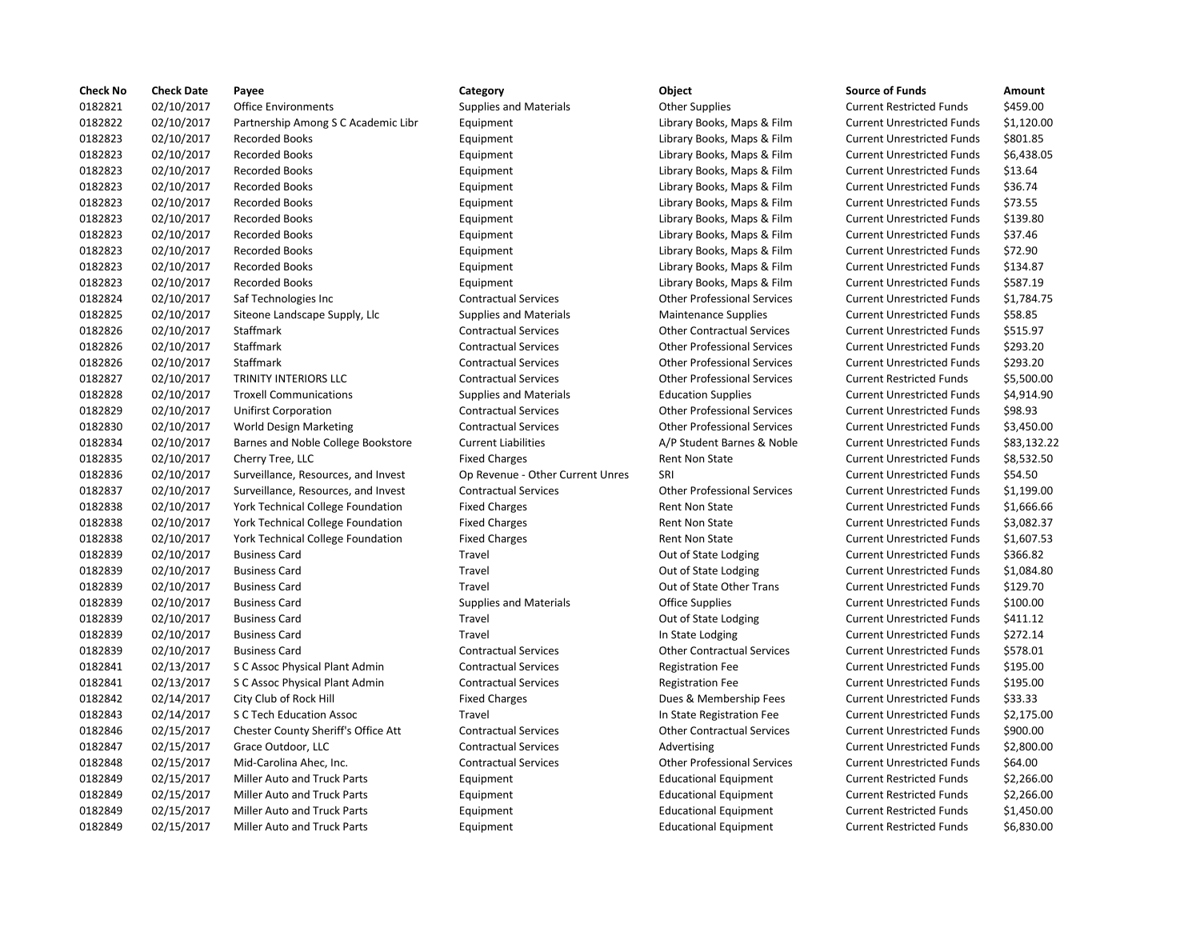| Check No | Check Date | Payee | Category | Object | Source of Funds | Amount |
|---|---|---|---|---|---|---|
| 0182821 | 02/10/2017 | Office Environments | Supplies and Materials | Other Supplies | Current Restricted Funds | $459.00 |
| 0182822 | 02/10/2017 | Partnership Among S C Academic Libr | Equipment | Library Books, Maps & Film | Current Unrestricted Funds | $1,120.00 |
| 0182823 | 02/10/2017 | Recorded Books | Equipment | Library Books, Maps & Film | Current Unrestricted Funds | $801.85 |
| 0182823 | 02/10/2017 | Recorded Books | Equipment | Library Books, Maps & Film | Current Unrestricted Funds | $6,438.05 |
| 0182823 | 02/10/2017 | Recorded Books | Equipment | Library Books, Maps & Film | Current Unrestricted Funds | $13.64 |
| 0182823 | 02/10/2017 | Recorded Books | Equipment | Library Books, Maps & Film | Current Unrestricted Funds | $36.74 |
| 0182823 | 02/10/2017 | Recorded Books | Equipment | Library Books, Maps & Film | Current Unrestricted Funds | $73.55 |
| 0182823 | 02/10/2017 | Recorded Books | Equipment | Library Books, Maps & Film | Current Unrestricted Funds | $139.80 |
| 0182823 | 02/10/2017 | Recorded Books | Equipment | Library Books, Maps & Film | Current Unrestricted Funds | $37.46 |
| 0182823 | 02/10/2017 | Recorded Books | Equipment | Library Books, Maps & Film | Current Unrestricted Funds | $72.90 |
| 0182823 | 02/10/2017 | Recorded Books | Equipment | Library Books, Maps & Film | Current Unrestricted Funds | $134.87 |
| 0182823 | 02/10/2017 | Recorded Books | Equipment | Library Books, Maps & Film | Current Unrestricted Funds | $587.19 |
| 0182824 | 02/10/2017 | Saf Technologies Inc | Contractual Services | Other Professional Services | Current Unrestricted Funds | $1,784.75 |
| 0182825 | 02/10/2017 | Siteone Landscape Supply, Llc | Supplies and Materials | Maintenance Supplies | Current Unrestricted Funds | $58.85 |
| 0182826 | 02/10/2017 | Staffmark | Contractual Services | Other Contractual Services | Current Unrestricted Funds | $515.97 |
| 0182826 | 02/10/2017 | Staffmark | Contractual Services | Other Professional Services | Current Unrestricted Funds | $293.20 |
| 0182826 | 02/10/2017 | Staffmark | Contractual Services | Other Professional Services | Current Unrestricted Funds | $293.20 |
| 0182827 | 02/10/2017 | TRINITY INTERIORS LLC | Contractual Services | Other Professional Services | Current Restricted Funds | $5,500.00 |
| 0182828 | 02/10/2017 | Troxell Communications | Supplies and Materials | Education Supplies | Current Unrestricted Funds | $4,914.90 |
| 0182829 | 02/10/2017 | Unifirst Corporation | Contractual Services | Other Professional Services | Current Unrestricted Funds | $98.93 |
| 0182830 | 02/10/2017 | World Design Marketing | Contractual Services | Other Professional Services | Current Unrestricted Funds | $3,450.00 |
| 0182834 | 02/10/2017 | Barnes and Noble College Bookstore | Current Liabilities | A/P Student Barnes & Noble | Current Unrestricted Funds | $83,132.22 |
| 0182835 | 02/10/2017 | Cherry Tree, LLC | Fixed Charges | Rent Non State | Current Unrestricted Funds | $8,532.50 |
| 0182836 | 02/10/2017 | Surveillance, Resources, and Invest | Op Revenue - Other Current Unres | SRI | Current Unrestricted Funds | $54.50 |
| 0182837 | 02/10/2017 | Surveillance, Resources, and Invest | Contractual Services | Other Professional Services | Current Unrestricted Funds | $1,199.00 |
| 0182838 | 02/10/2017 | York Technical College Foundation | Fixed Charges | Rent Non State | Current Unrestricted Funds | $1,666.66 |
| 0182838 | 02/10/2017 | York Technical College Foundation | Fixed Charges | Rent Non State | Current Unrestricted Funds | $3,082.37 |
| 0182838 | 02/10/2017 | York Technical College Foundation | Fixed Charges | Rent Non State | Current Unrestricted Funds | $1,607.53 |
| 0182839 | 02/10/2017 | Business Card | Travel | Out of State Lodging | Current Unrestricted Funds | $366.82 |
| 0182839 | 02/10/2017 | Business Card | Travel | Out of State Lodging | Current Unrestricted Funds | $1,084.80 |
| 0182839 | 02/10/2017 | Business Card | Travel | Out of State Other Trans | Current Unrestricted Funds | $129.70 |
| 0182839 | 02/10/2017 | Business Card | Supplies and Materials | Office Supplies | Current Unrestricted Funds | $100.00 |
| 0182839 | 02/10/2017 | Business Card | Travel | Out of State Lodging | Current Unrestricted Funds | $411.12 |
| 0182839 | 02/10/2017 | Business Card | Travel | In State Lodging | Current Unrestricted Funds | $272.14 |
| 0182839 | 02/10/2017 | Business Card | Contractual Services | Other Contractual Services | Current Unrestricted Funds | $578.01 |
| 0182841 | 02/13/2017 | S C Assoc Physical Plant Admin | Contractual Services | Registration Fee | Current Unrestricted Funds | $195.00 |
| 0182841 | 02/13/2017 | S C Assoc Physical Plant Admin | Contractual Services | Registration Fee | Current Unrestricted Funds | $195.00 |
| 0182842 | 02/14/2017 | City Club of Rock Hill | Fixed Charges | Dues & Membership Fees | Current Unrestricted Funds | $33.33 |
| 0182843 | 02/14/2017 | S C Tech Education Assoc | Travel | In State Registration Fee | Current Unrestricted Funds | $2,175.00 |
| 0182846 | 02/15/2017 | Chester County Sheriff's Office Att | Contractual Services | Other Contractual Services | Current Unrestricted Funds | $900.00 |
| 0182847 | 02/15/2017 | Grace Outdoor, LLC | Contractual Services | Advertising | Current Unrestricted Funds | $2,800.00 |
| 0182848 | 02/15/2017 | Mid-Carolina Ahec, Inc. | Contractual Services | Other Professional Services | Current Unrestricted Funds | $64.00 |
| 0182849 | 02/15/2017 | Miller Auto and Truck Parts | Equipment | Educational Equipment | Current Restricted Funds | $2,266.00 |
| 0182849 | 02/15/2017 | Miller Auto and Truck Parts | Equipment | Educational Equipment | Current Restricted Funds | $2,266.00 |
| 0182849 | 02/15/2017 | Miller Auto and Truck Parts | Equipment | Educational Equipment | Current Restricted Funds | $1,450.00 |
| 0182849 | 02/15/2017 | Miller Auto and Truck Parts | Equipment | Educational Equipment | Current Restricted Funds | $6,830.00 |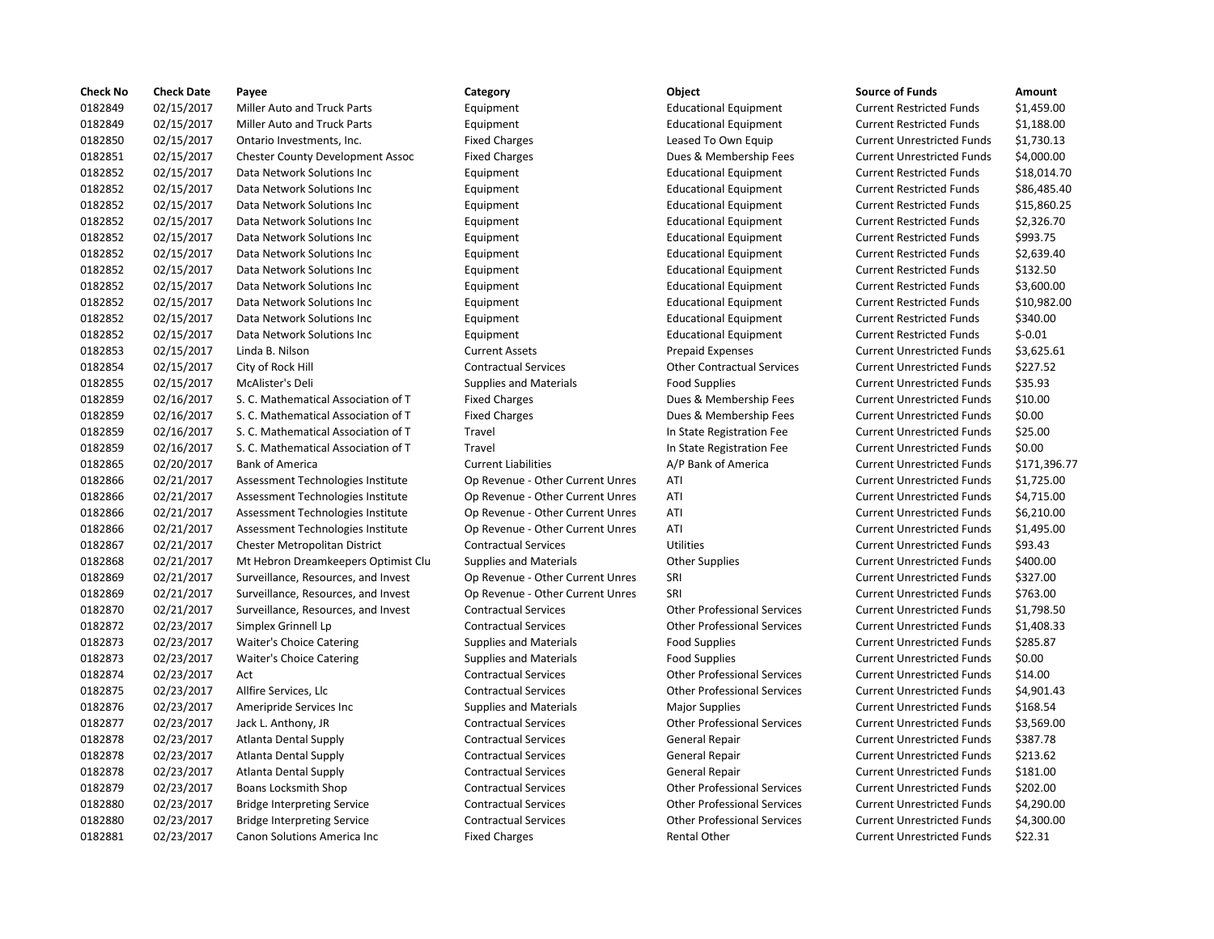| Check No | Check Date | Payee | Category | Object | Source of Funds | Amount |
|---|---|---|---|---|---|---|
| 0182849 | 02/15/2017 | Miller Auto and Truck Parts | Equipment | Educational Equipment | Current Restricted Funds | $1,459.00 |
| 0182849 | 02/15/2017 | Miller Auto and Truck Parts | Equipment | Educational Equipment | Current Restricted Funds | $1,188.00 |
| 0182850 | 02/15/2017 | Ontario Investments, Inc. | Fixed Charges | Leased To Own Equip | Current Unrestricted Funds | $1,730.13 |
| 0182851 | 02/15/2017 | Chester County Development Assoc | Fixed Charges | Dues & Membership Fees | Current Unrestricted Funds | $4,000.00 |
| 0182852 | 02/15/2017 | Data Network Solutions Inc | Equipment | Educational Equipment | Current Restricted Funds | $18,014.70 |
| 0182852 | 02/15/2017 | Data Network Solutions Inc | Equipment | Educational Equipment | Current Restricted Funds | $86,485.40 |
| 0182852 | 02/15/2017 | Data Network Solutions Inc | Equipment | Educational Equipment | Current Restricted Funds | $15,860.25 |
| 0182852 | 02/15/2017 | Data Network Solutions Inc | Equipment | Educational Equipment | Current Restricted Funds | $2,326.70 |
| 0182852 | 02/15/2017 | Data Network Solutions Inc | Equipment | Educational Equipment | Current Restricted Funds | $993.75 |
| 0182852 | 02/15/2017 | Data Network Solutions Inc | Equipment | Educational Equipment | Current Restricted Funds | $2,639.40 |
| 0182852 | 02/15/2017 | Data Network Solutions Inc | Equipment | Educational Equipment | Current Restricted Funds | $132.50 |
| 0182852 | 02/15/2017 | Data Network Solutions Inc | Equipment | Educational Equipment | Current Restricted Funds | $3,600.00 |
| 0182852 | 02/15/2017 | Data Network Solutions Inc | Equipment | Educational Equipment | Current Restricted Funds | $10,982.00 |
| 0182852 | 02/15/2017 | Data Network Solutions Inc | Equipment | Educational Equipment | Current Restricted Funds | $340.00 |
| 0182852 | 02/15/2017 | Data Network Solutions Inc | Equipment | Educational Equipment | Current Restricted Funds | $-0.01 |
| 0182853 | 02/15/2017 | Linda B. Nilson | Current Assets | Prepaid Expenses | Current Unrestricted Funds | $3,625.61 |
| 0182854 | 02/15/2017 | City of Rock Hill | Contractual Services | Other Contractual Services | Current Unrestricted Funds | $227.52 |
| 0182855 | 02/15/2017 | McAlister's Deli | Supplies and Materials | Food Supplies | Current Unrestricted Funds | $35.93 |
| 0182859 | 02/16/2017 | S. C. Mathematical Association of T | Fixed Charges | Dues & Membership Fees | Current Unrestricted Funds | $10.00 |
| 0182859 | 02/16/2017 | S. C. Mathematical Association of T | Fixed Charges | Dues & Membership Fees | Current Unrestricted Funds | $0.00 |
| 0182859 | 02/16/2017 | S. C. Mathematical Association of T | Travel | In State Registration Fee | Current Unrestricted Funds | $25.00 |
| 0182859 | 02/16/2017 | S. C. Mathematical Association of T | Travel | In State Registration Fee | Current Unrestricted Funds | $0.00 |
| 0182865 | 02/20/2017 | Bank of America | Current Liabilities | A/P Bank of America | Current Unrestricted Funds | $171,396.77 |
| 0182866 | 02/21/2017 | Assessment Technologies Institute | Op Revenue - Other Current Unres | ATI | Current Unrestricted Funds | $1,725.00 |
| 0182866 | 02/21/2017 | Assessment Technologies Institute | Op Revenue - Other Current Unres | ATI | Current Unrestricted Funds | $4,715.00 |
| 0182866 | 02/21/2017 | Assessment Technologies Institute | Op Revenue - Other Current Unres | ATI | Current Unrestricted Funds | $6,210.00 |
| 0182866 | 02/21/2017 | Assessment Technologies Institute | Op Revenue - Other Current Unres | ATI | Current Unrestricted Funds | $1,495.00 |
| 0182867 | 02/21/2017 | Chester Metropolitan District | Contractual Services | Utilities | Current Unrestricted Funds | $93.43 |
| 0182868 | 02/21/2017 | Mt Hebron Dreamkeepers Optimist Clu | Supplies and Materials | Other Supplies | Current Unrestricted Funds | $400.00 |
| 0182869 | 02/21/2017 | Surveillance, Resources, and Invest | Op Revenue - Other Current Unres | SRI | Current Unrestricted Funds | $327.00 |
| 0182869 | 02/21/2017 | Surveillance, Resources, and Invest | Op Revenue - Other Current Unres | SRI | Current Unrestricted Funds | $763.00 |
| 0182870 | 02/21/2017 | Surveillance, Resources, and Invest | Contractual Services | Other Professional Services | Current Unrestricted Funds | $1,798.50 |
| 0182872 | 02/23/2017 | Simplex Grinnell Lp | Contractual Services | Other Professional Services | Current Unrestricted Funds | $1,408.33 |
| 0182873 | 02/23/2017 | Waiter's Choice Catering | Supplies and Materials | Food Supplies | Current Unrestricted Funds | $285.87 |
| 0182873 | 02/23/2017 | Waiter's Choice Catering | Supplies and Materials | Food Supplies | Current Unrestricted Funds | $0.00 |
| 0182874 | 02/23/2017 | Act | Contractual Services | Other Professional Services | Current Unrestricted Funds | $14.00 |
| 0182875 | 02/23/2017 | Allfire Services, Llc | Contractual Services | Other Professional Services | Current Unrestricted Funds | $4,901.43 |
| 0182876 | 02/23/2017 | Ameripride Services Inc | Supplies and Materials | Major Supplies | Current Unrestricted Funds | $168.54 |
| 0182877 | 02/23/2017 | Jack L. Anthony, JR | Contractual Services | Other Professional Services | Current Unrestricted Funds | $3,569.00 |
| 0182878 | 02/23/2017 | Atlanta Dental Supply | Contractual Services | General Repair | Current Unrestricted Funds | $387.78 |
| 0182878 | 02/23/2017 | Atlanta Dental Supply | Contractual Services | General Repair | Current Unrestricted Funds | $213.62 |
| 0182878 | 02/23/2017 | Atlanta Dental Supply | Contractual Services | General Repair | Current Unrestricted Funds | $181.00 |
| 0182879 | 02/23/2017 | Boans Locksmith Shop | Contractual Services | Other Professional Services | Current Unrestricted Funds | $202.00 |
| 0182880 | 02/23/2017 | Bridge Interpreting Service | Contractual Services | Other Professional Services | Current Unrestricted Funds | $4,290.00 |
| 0182880 | 02/23/2017 | Bridge Interpreting Service | Contractual Services | Other Professional Services | Current Unrestricted Funds | $4,300.00 |
| 0182881 | 02/23/2017 | Canon Solutions America Inc | Fixed Charges | Rental Other | Current Unrestricted Funds | $22.31 |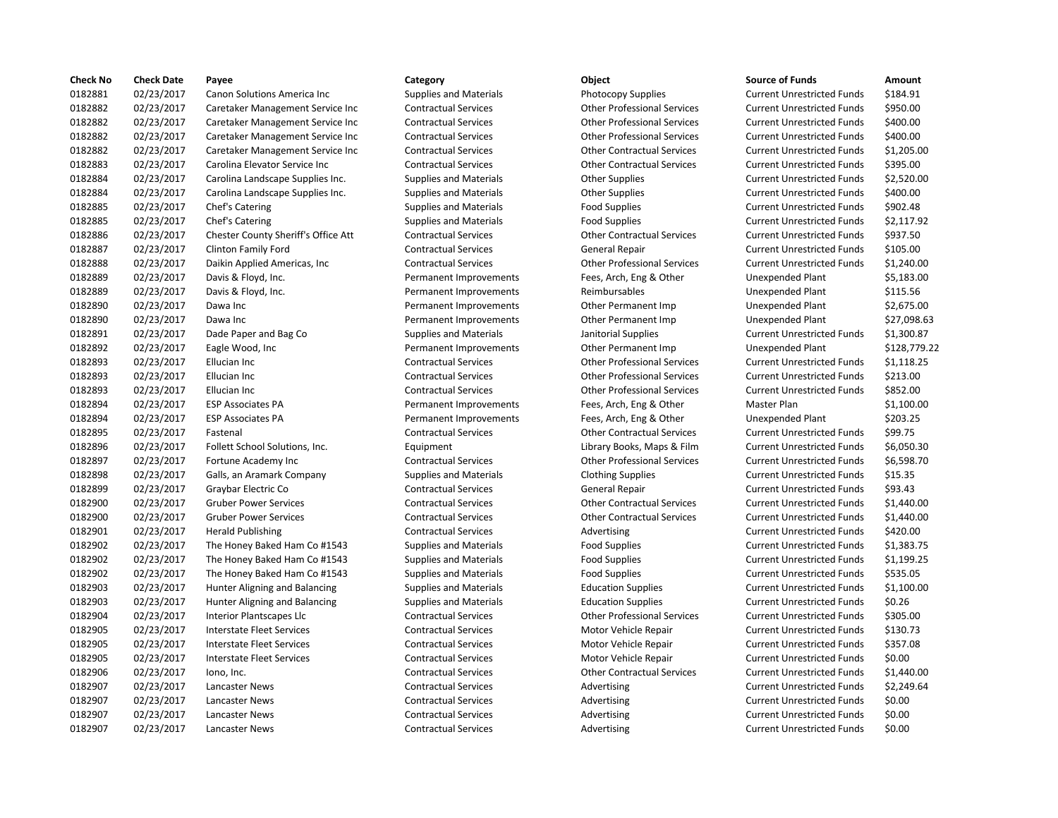| Check No | Check Date | Payee | Category | Object | Source of Funds | Amount |
|---|---|---|---|---|---|---|
| 0182881 | 02/23/2017 | Canon Solutions America Inc | Supplies and Materials | Photocopy Supplies | Current Unrestricted Funds | $184.91 |
| 0182882 | 02/23/2017 | Caretaker Management Service Inc | Contractual Services | Other Professional Services | Current Unrestricted Funds | $950.00 |
| 0182882 | 02/23/2017 | Caretaker Management Service Inc | Contractual Services | Other Professional Services | Current Unrestricted Funds | $400.00 |
| 0182882 | 02/23/2017 | Caretaker Management Service Inc | Contractual Services | Other Professional Services | Current Unrestricted Funds | $400.00 |
| 0182882 | 02/23/2017 | Caretaker Management Service Inc | Contractual Services | Other Contractual Services | Current Unrestricted Funds | $1,205.00 |
| 0182883 | 02/23/2017 | Carolina Elevator Service Inc | Contractual Services | Other Contractual Services | Current Unrestricted Funds | $395.00 |
| 0182884 | 02/23/2017 | Carolina Landscape Supplies Inc. | Supplies and Materials | Other Supplies | Current Unrestricted Funds | $2,520.00 |
| 0182884 | 02/23/2017 | Carolina Landscape Supplies Inc. | Supplies and Materials | Other Supplies | Current Unrestricted Funds | $400.00 |
| 0182885 | 02/23/2017 | Chef's Catering | Supplies and Materials | Food Supplies | Current Unrestricted Funds | $902.48 |
| 0182885 | 02/23/2017 | Chef's Catering | Supplies and Materials | Food Supplies | Current Unrestricted Funds | $2,117.92 |
| 0182886 | 02/23/2017 | Chester County Sheriff's Office Att | Contractual Services | Other Contractual Services | Current Unrestricted Funds | $937.50 |
| 0182887 | 02/23/2017 | Clinton Family Ford | Contractual Services | General Repair | Current Unrestricted Funds | $105.00 |
| 0182888 | 02/23/2017 | Daikin Applied Americas, Inc | Contractual Services | Other Professional Services | Current Unrestricted Funds | $1,240.00 |
| 0182889 | 02/23/2017 | Davis & Floyd, Inc. | Permanent Improvements | Fees, Arch, Eng & Other | Unexpended Plant | $5,183.00 |
| 0182889 | 02/23/2017 | Davis & Floyd, Inc. | Permanent Improvements | Reimbursables | Unexpended Plant | $115.56 |
| 0182890 | 02/23/2017 | Dawa Inc | Permanent Improvements | Other Permanent Imp | Unexpended Plant | $2,675.00 |
| 0182890 | 02/23/2017 | Dawa Inc | Permanent Improvements | Other Permanent Imp | Unexpended Plant | $27,098.63 |
| 0182891 | 02/23/2017 | Dade Paper and Bag Co | Supplies and Materials | Janitorial Supplies | Current Unrestricted Funds | $1,300.87 |
| 0182892 | 02/23/2017 | Eagle Wood, Inc | Permanent Improvements | Other Permanent Imp | Unexpended Plant | $128,779.22 |
| 0182893 | 02/23/2017 | Ellucian Inc | Contractual Services | Other Professional Services | Current Unrestricted Funds | $1,118.25 |
| 0182893 | 02/23/2017 | Ellucian Inc | Contractual Services | Other Professional Services | Current Unrestricted Funds | $213.00 |
| 0182893 | 02/23/2017 | Ellucian Inc | Contractual Services | Other Professional Services | Current Unrestricted Funds | $852.00 |
| 0182894 | 02/23/2017 | ESP Associates PA | Permanent Improvements | Fees, Arch, Eng & Other | Master Plan | $1,100.00 |
| 0182894 | 02/23/2017 | ESP Associates PA | Permanent Improvements | Fees, Arch, Eng & Other | Unexpended Plant | $203.25 |
| 0182895 | 02/23/2017 | Fastenal | Contractual Services | Other Contractual Services | Current Unrestricted Funds | $99.75 |
| 0182896 | 02/23/2017 | Follett School Solutions, Inc. | Equipment | Library Books, Maps & Film | Current Unrestricted Funds | $6,050.30 |
| 0182897 | 02/23/2017 | Fortune Academy Inc | Contractual Services | Other Professional Services | Current Unrestricted Funds | $6,598.70 |
| 0182898 | 02/23/2017 | Galls, an Aramark Company | Supplies and Materials | Clothing Supplies | Current Unrestricted Funds | $15.35 |
| 0182899 | 02/23/2017 | Graybar Electric Co | Contractual Services | General Repair | Current Unrestricted Funds | $93.43 |
| 0182900 | 02/23/2017 | Gruber Power Services | Contractual Services | Other Contractual Services | Current Unrestricted Funds | $1,440.00 |
| 0182900 | 02/23/2017 | Gruber Power Services | Contractual Services | Other Contractual Services | Current Unrestricted Funds | $1,440.00 |
| 0182901 | 02/23/2017 | Herald Publishing | Contractual Services | Advertising | Current Unrestricted Funds | $420.00 |
| 0182902 | 02/23/2017 | The Honey Baked Ham Co #1543 | Supplies and Materials | Food Supplies | Current Unrestricted Funds | $1,383.75 |
| 0182902 | 02/23/2017 | The Honey Baked Ham Co #1543 | Supplies and Materials | Food Supplies | Current Unrestricted Funds | $1,199.25 |
| 0182902 | 02/23/2017 | The Honey Baked Ham Co #1543 | Supplies and Materials | Food Supplies | Current Unrestricted Funds | $535.05 |
| 0182903 | 02/23/2017 | Hunter Aligning and Balancing | Supplies and Materials | Education Supplies | Current Unrestricted Funds | $1,100.00 |
| 0182903 | 02/23/2017 | Hunter Aligning and Balancing | Supplies and Materials | Education Supplies | Current Unrestricted Funds | $0.26 |
| 0182904 | 02/23/2017 | Interior Plantscapes Llc | Contractual Services | Other Professional Services | Current Unrestricted Funds | $305.00 |
| 0182905 | 02/23/2017 | Interstate Fleet Services | Contractual Services | Motor Vehicle Repair | Current Unrestricted Funds | $130.73 |
| 0182905 | 02/23/2017 | Interstate Fleet Services | Contractual Services | Motor Vehicle Repair | Current Unrestricted Funds | $357.08 |
| 0182905 | 02/23/2017 | Interstate Fleet Services | Contractual Services | Motor Vehicle Repair | Current Unrestricted Funds | $0.00 |
| 0182906 | 02/23/2017 | Iono, Inc. | Contractual Services | Other Contractual Services | Current Unrestricted Funds | $1,440.00 |
| 0182907 | 02/23/2017 | Lancaster News | Contractual Services | Advertising | Current Unrestricted Funds | $2,249.64 |
| 0182907 | 02/23/2017 | Lancaster News | Contractual Services | Advertising | Current Unrestricted Funds | $0.00 |
| 0182907 | 02/23/2017 | Lancaster News | Contractual Services | Advertising | Current Unrestricted Funds | $0.00 |
| 0182907 | 02/23/2017 | Lancaster News | Contractual Services | Advertising | Current Unrestricted Funds | $0.00 |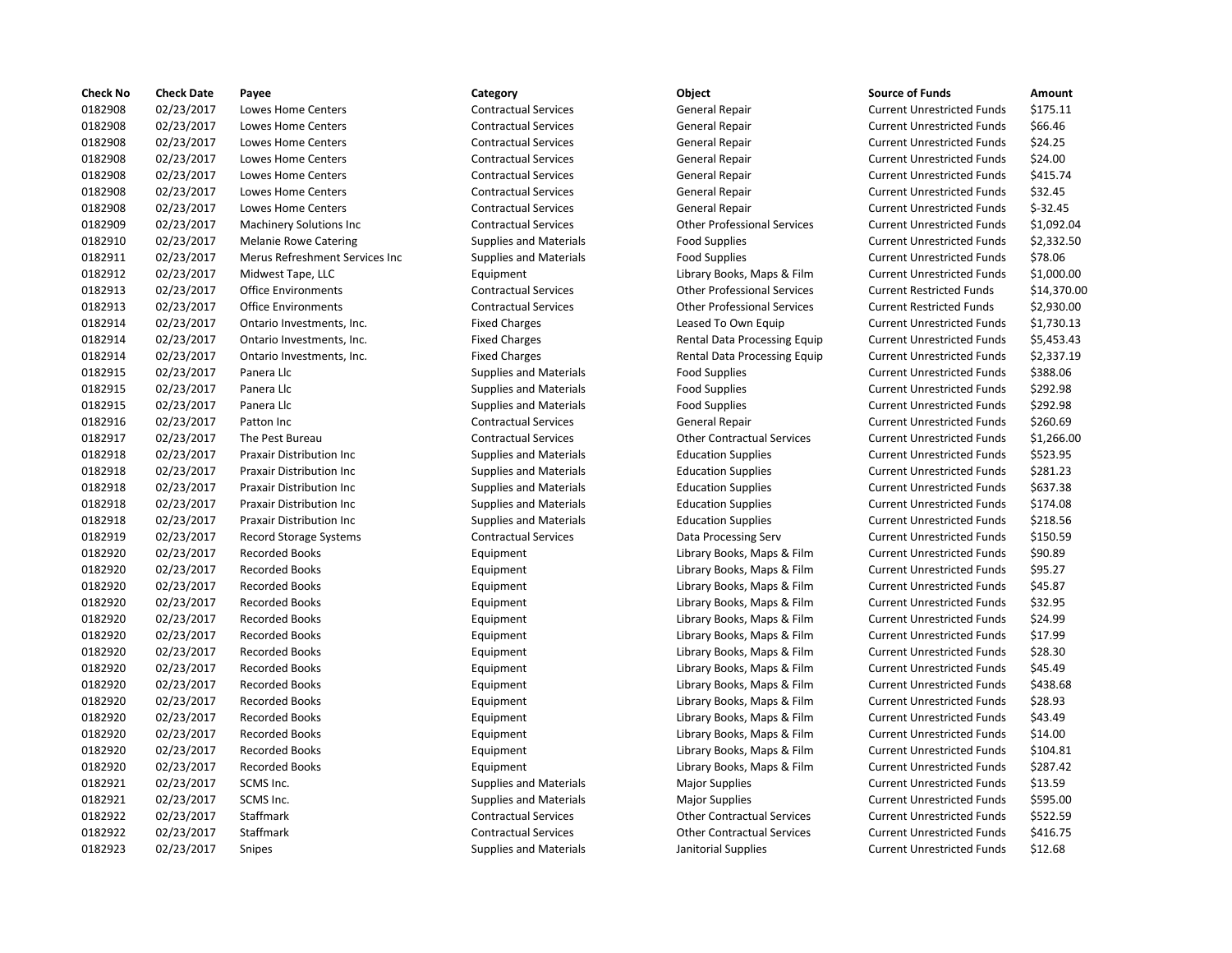| Check No | Check Date | Payee | Category | Object | Source of Funds | Amount |
|---|---|---|---|---|---|---|
| 0182908 | 02/23/2017 | Lowes Home Centers | Contractual Services | General Repair | Current Unrestricted Funds | $175.11 |
| 0182908 | 02/23/2017 | Lowes Home Centers | Contractual Services | General Repair | Current Unrestricted Funds | $66.46 |
| 0182908 | 02/23/2017 | Lowes Home Centers | Contractual Services | General Repair | Current Unrestricted Funds | $24.25 |
| 0182908 | 02/23/2017 | Lowes Home Centers | Contractual Services | General Repair | Current Unrestricted Funds | $24.00 |
| 0182908 | 02/23/2017 | Lowes Home Centers | Contractual Services | General Repair | Current Unrestricted Funds | $415.74 |
| 0182908 | 02/23/2017 | Lowes Home Centers | Contractual Services | General Repair | Current Unrestricted Funds | $32.45 |
| 0182908 | 02/23/2017 | Lowes Home Centers | Contractual Services | General Repair | Current Unrestricted Funds | $-32.45 |
| 0182909 | 02/23/2017 | Machinery Solutions Inc | Contractual Services | Other Professional Services | Current Unrestricted Funds | $1,092.04 |
| 0182910 | 02/23/2017 | Melanie Rowe Catering | Supplies and Materials | Food Supplies | Current Unrestricted Funds | $2,332.50 |
| 0182911 | 02/23/2017 | Merus Refreshment Services Inc | Supplies and Materials | Food Supplies | Current Unrestricted Funds | $78.06 |
| 0182912 | 02/23/2017 | Midwest Tape, LLC | Equipment | Library Books, Maps & Film | Current Unrestricted Funds | $1,000.00 |
| 0182913 | 02/23/2017 | Office Environments | Contractual Services | Other Professional Services | Current Restricted Funds | $14,370.00 |
| 0182913 | 02/23/2017 | Office Environments | Contractual Services | Other Professional Services | Current Restricted Funds | $2,930.00 |
| 0182914 | 02/23/2017 | Ontario Investments, Inc. | Fixed Charges | Leased To Own Equip | Current Unrestricted Funds | $1,730.13 |
| 0182914 | 02/23/2017 | Ontario Investments, Inc. | Fixed Charges | Rental Data Processing Equip | Current Unrestricted Funds | $5,453.43 |
| 0182914 | 02/23/2017 | Ontario Investments, Inc. | Fixed Charges | Rental Data Processing Equip | Current Unrestricted Funds | $2,337.19 |
| 0182915 | 02/23/2017 | Panera Llc | Supplies and Materials | Food Supplies | Current Unrestricted Funds | $388.06 |
| 0182915 | 02/23/2017 | Panera Llc | Supplies and Materials | Food Supplies | Current Unrestricted Funds | $292.98 |
| 0182915 | 02/23/2017 | Panera Llc | Supplies and Materials | Food Supplies | Current Unrestricted Funds | $292.98 |
| 0182916 | 02/23/2017 | Patton Inc | Contractual Services | General Repair | Current Unrestricted Funds | $260.69 |
| 0182917 | 02/23/2017 | The Pest Bureau | Contractual Services | Other Contractual Services | Current Unrestricted Funds | $1,266.00 |
| 0182918 | 02/23/2017 | Praxair Distribution Inc | Supplies and Materials | Education Supplies | Current Unrestricted Funds | $523.95 |
| 0182918 | 02/23/2017 | Praxair Distribution Inc | Supplies and Materials | Education Supplies | Current Unrestricted Funds | $281.23 |
| 0182918 | 02/23/2017 | Praxair Distribution Inc | Supplies and Materials | Education Supplies | Current Unrestricted Funds | $637.38 |
| 0182918 | 02/23/2017 | Praxair Distribution Inc | Supplies and Materials | Education Supplies | Current Unrestricted Funds | $174.08 |
| 0182918 | 02/23/2017 | Praxair Distribution Inc | Supplies and Materials | Education Supplies | Current Unrestricted Funds | $218.56 |
| 0182919 | 02/23/2017 | Record Storage Systems | Contractual Services | Data Processing Serv | Current Unrestricted Funds | $150.59 |
| 0182920 | 02/23/2017 | Recorded Books | Equipment | Library Books, Maps & Film | Current Unrestricted Funds | $90.89 |
| 0182920 | 02/23/2017 | Recorded Books | Equipment | Library Books, Maps & Film | Current Unrestricted Funds | $95.27 |
| 0182920 | 02/23/2017 | Recorded Books | Equipment | Library Books, Maps & Film | Current Unrestricted Funds | $45.87 |
| 0182920 | 02/23/2017 | Recorded Books | Equipment | Library Books, Maps & Film | Current Unrestricted Funds | $32.95 |
| 0182920 | 02/23/2017 | Recorded Books | Equipment | Library Books, Maps & Film | Current Unrestricted Funds | $24.99 |
| 0182920 | 02/23/2017 | Recorded Books | Equipment | Library Books, Maps & Film | Current Unrestricted Funds | $17.99 |
| 0182920 | 02/23/2017 | Recorded Books | Equipment | Library Books, Maps & Film | Current Unrestricted Funds | $28.30 |
| 0182920 | 02/23/2017 | Recorded Books | Equipment | Library Books, Maps & Film | Current Unrestricted Funds | $45.49 |
| 0182920 | 02/23/2017 | Recorded Books | Equipment | Library Books, Maps & Film | Current Unrestricted Funds | $438.68 |
| 0182920 | 02/23/2017 | Recorded Books | Equipment | Library Books, Maps & Film | Current Unrestricted Funds | $28.93 |
| 0182920 | 02/23/2017 | Recorded Books | Equipment | Library Books, Maps & Film | Current Unrestricted Funds | $43.49 |
| 0182920 | 02/23/2017 | Recorded Books | Equipment | Library Books, Maps & Film | Current Unrestricted Funds | $14.00 |
| 0182920 | 02/23/2017 | Recorded Books | Equipment | Library Books, Maps & Film | Current Unrestricted Funds | $104.81 |
| 0182920 | 02/23/2017 | Recorded Books | Equipment | Library Books, Maps & Film | Current Unrestricted Funds | $287.42 |
| 0182921 | 02/23/2017 | SCMS Inc. | Supplies and Materials | Major Supplies | Current Unrestricted Funds | $13.59 |
| 0182921 | 02/23/2017 | SCMS Inc. | Supplies and Materials | Major Supplies | Current Unrestricted Funds | $595.00 |
| 0182922 | 02/23/2017 | Staffmark | Contractual Services | Other Contractual Services | Current Unrestricted Funds | $522.59 |
| 0182922 | 02/23/2017 | Staffmark | Contractual Services | Other Contractual Services | Current Unrestricted Funds | $416.75 |
| 0182923 | 02/23/2017 | Snipes | Supplies and Materials | Janitorial Supplies | Current Unrestricted Funds | $12.68 |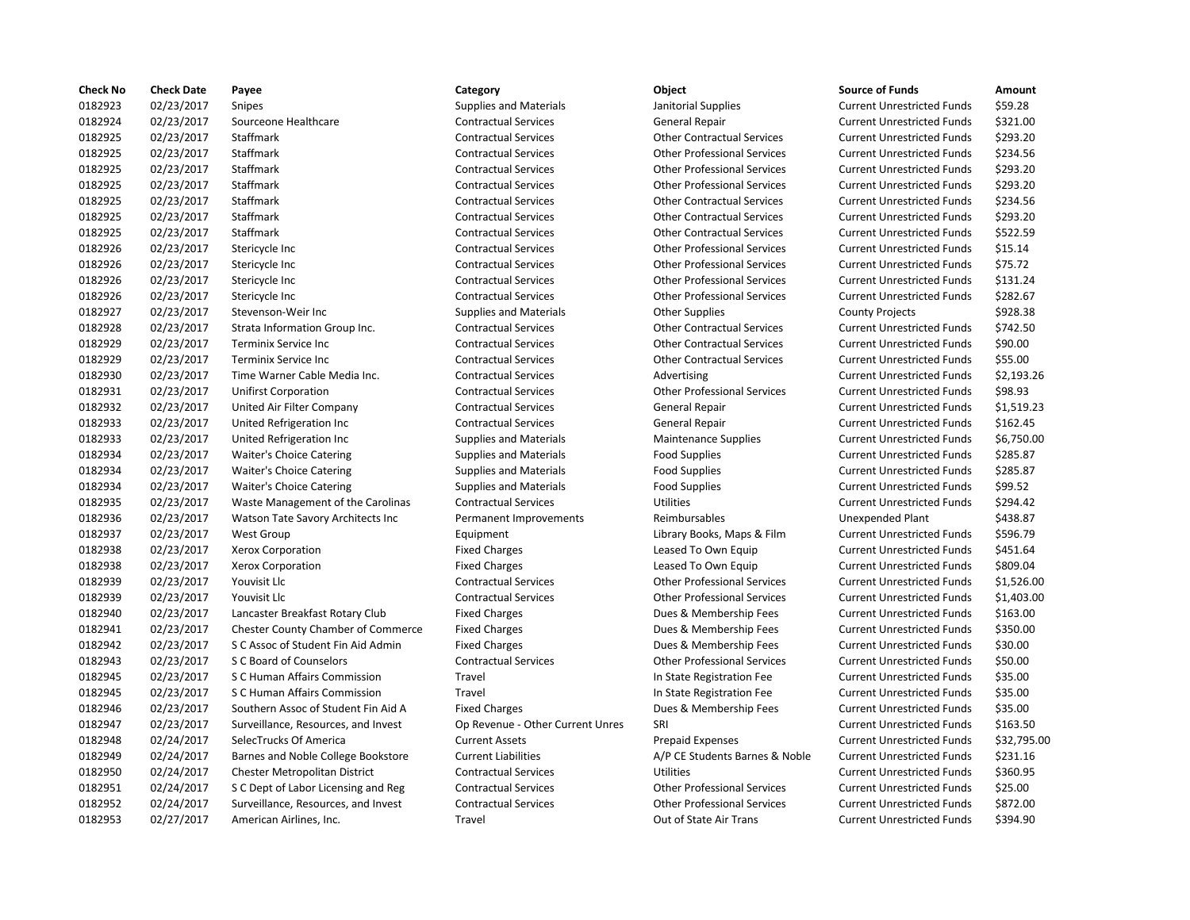| Check No | Check Date | Payee | Category | Object | Source of Funds | Amount |
|---|---|---|---|---|---|---|
| 0182923 | 02/23/2017 | Snipes | Supplies and Materials | Janitorial Supplies | Current Unrestricted Funds | $59.28 |
| 0182924 | 02/23/2017 | Sourceone Healthcare | Contractual Services | General Repair | Current Unrestricted Funds | $321.00 |
| 0182925 | 02/23/2017 | Staffmark | Contractual Services | Other Contractual Services | Current Unrestricted Funds | $293.20 |
| 0182925 | 02/23/2017 | Staffmark | Contractual Services | Other Professional Services | Current Unrestricted Funds | $234.56 |
| 0182925 | 02/23/2017 | Staffmark | Contractual Services | Other Professional Services | Current Unrestricted Funds | $293.20 |
| 0182925 | 02/23/2017 | Staffmark | Contractual Services | Other Professional Services | Current Unrestricted Funds | $293.20 |
| 0182925 | 02/23/2017 | Staffmark | Contractual Services | Other Contractual Services | Current Unrestricted Funds | $234.56 |
| 0182925 | 02/23/2017 | Staffmark | Contractual Services | Other Contractual Services | Current Unrestricted Funds | $293.20 |
| 0182925 | 02/23/2017 | Staffmark | Contractual Services | Other Contractual Services | Current Unrestricted Funds | $522.59 |
| 0182926 | 02/23/2017 | Stericycle Inc | Contractual Services | Other Professional Services | Current Unrestricted Funds | $15.14 |
| 0182926 | 02/23/2017 | Stericycle Inc | Contractual Services | Other Professional Services | Current Unrestricted Funds | $75.72 |
| 0182926 | 02/23/2017 | Stericycle Inc | Contractual Services | Other Professional Services | Current Unrestricted Funds | $131.24 |
| 0182926 | 02/23/2017 | Stericycle Inc | Contractual Services | Other Professional Services | Current Unrestricted Funds | $282.67 |
| 0182927 | 02/23/2017 | Stevenson-Weir Inc | Supplies and Materials | Other Supplies | County Projects | $928.38 |
| 0182928 | 02/23/2017 | Strata Information Group Inc. | Contractual Services | Other Contractual Services | Current Unrestricted Funds | $742.50 |
| 0182929 | 02/23/2017 | Terminix Service Inc | Contractual Services | Other Contractual Services | Current Unrestricted Funds | $90.00 |
| 0182929 | 02/23/2017 | Terminix Service Inc | Contractual Services | Other Contractual Services | Current Unrestricted Funds | $55.00 |
| 0182930 | 02/23/2017 | Time Warner Cable Media Inc. | Contractual Services | Advertising | Current Unrestricted Funds | $2,193.26 |
| 0182931 | 02/23/2017 | Unifirst Corporation | Contractual Services | Other Professional Services | Current Unrestricted Funds | $98.93 |
| 0182932 | 02/23/2017 | United Air Filter Company | Contractual Services | General Repair | Current Unrestricted Funds | $1,519.23 |
| 0182933 | 02/23/2017 | United Refrigeration Inc | Contractual Services | General Repair | Current Unrestricted Funds | $162.45 |
| 0182933 | 02/23/2017 | United Refrigeration Inc | Supplies and Materials | Maintenance Supplies | Current Unrestricted Funds | $6,750.00 |
| 0182934 | 02/23/2017 | Waiter's Choice Catering | Supplies and Materials | Food Supplies | Current Unrestricted Funds | $285.87 |
| 0182934 | 02/23/2017 | Waiter's Choice Catering | Supplies and Materials | Food Supplies | Current Unrestricted Funds | $285.87 |
| 0182934 | 02/23/2017 | Waiter's Choice Catering | Supplies and Materials | Food Supplies | Current Unrestricted Funds | $99.52 |
| 0182935 | 02/23/2017 | Waste Management of the Carolinas | Contractual Services | Utilities | Current Unrestricted Funds | $294.42 |
| 0182936 | 02/23/2017 | Watson Tate Savory Architects Inc | Permanent Improvements | Reimbursables | Unexpended Plant | $438.87 |
| 0182937 | 02/23/2017 | West Group | Equipment | Library Books, Maps & Film | Current Unrestricted Funds | $596.79 |
| 0182938 | 02/23/2017 | Xerox Corporation | Fixed Charges | Leased To Own Equip | Current Unrestricted Funds | $451.64 |
| 0182938 | 02/23/2017 | Xerox Corporation | Fixed Charges | Leased To Own Equip | Current Unrestricted Funds | $809.04 |
| 0182939 | 02/23/2017 | Youvisit Llc | Contractual Services | Other Professional Services | Current Unrestricted Funds | $1,526.00 |
| 0182939 | 02/23/2017 | Youvisit Llc | Contractual Services | Other Professional Services | Current Unrestricted Funds | $1,403.00 |
| 0182940 | 02/23/2017 | Lancaster Breakfast Rotary Club | Fixed Charges | Dues & Membership Fees | Current Unrestricted Funds | $163.00 |
| 0182941 | 02/23/2017 | Chester County Chamber of Commerce | Fixed Charges | Dues & Membership Fees | Current Unrestricted Funds | $350.00 |
| 0182942 | 02/23/2017 | S C Assoc of Student Fin Aid Admin | Fixed Charges | Dues & Membership Fees | Current Unrestricted Funds | $30.00 |
| 0182943 | 02/23/2017 | S C Board of Counselors | Contractual Services | Other Professional Services | Current Unrestricted Funds | $50.00 |
| 0182945 | 02/23/2017 | S C Human Affairs Commission | Travel | In State Registration Fee | Current Unrestricted Funds | $35.00 |
| 0182945 | 02/23/2017 | S C Human Affairs Commission | Travel | In State Registration Fee | Current Unrestricted Funds | $35.00 |
| 0182946 | 02/23/2017 | Southern Assoc of Student Fin Aid A | Fixed Charges | Dues & Membership Fees | Current Unrestricted Funds | $35.00 |
| 0182947 | 02/23/2017 | Surveillance, Resources, and Invest | Op Revenue - Other Current Unres | SRI | Current Unrestricted Funds | $163.50 |
| 0182948 | 02/24/2017 | SelecTrucks Of America | Current Assets | Prepaid Expenses | Current Unrestricted Funds | $32,795.00 |
| 0182949 | 02/24/2017 | Barnes and Noble College Bookstore | Current Liabilities | A/P CE Students Barnes & Noble | Current Unrestricted Funds | $231.16 |
| 0182950 | 02/24/2017 | Chester Metropolitan District | Contractual Services | Utilities | Current Unrestricted Funds | $360.95 |
| 0182951 | 02/24/2017 | S C Dept of Labor Licensing and Reg | Contractual Services | Other Professional Services | Current Unrestricted Funds | $25.00 |
| 0182952 | 02/24/2017 | Surveillance, Resources, and Invest | Contractual Services | Other Professional Services | Current Unrestricted Funds | $872.00 |
| 0182953 | 02/27/2017 | American Airlines, Inc. | Travel | Out of State Air Trans | Current Unrestricted Funds | $394.90 |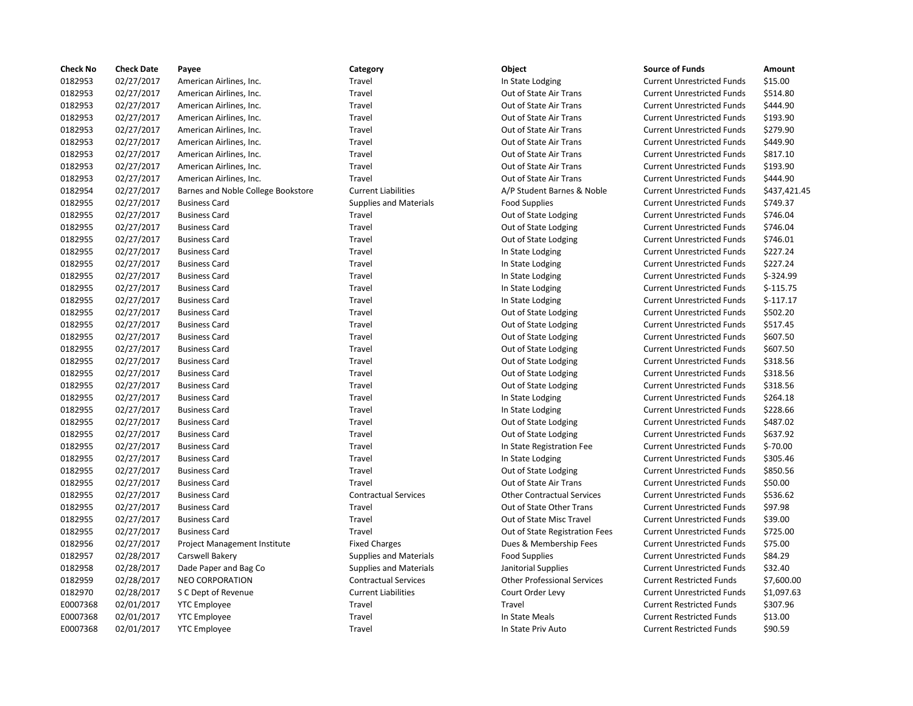| Check No | Check Date | Payee | Category | Object | Source of Funds | Amount |
|---|---|---|---|---|---|---|
| 0182953 | 02/27/2017 | American Airlines, Inc. | Travel | In State Lodging | Current Unrestricted Funds | $15.00 |
| 0182953 | 02/27/2017 | American Airlines, Inc. | Travel | Out of State Air Trans | Current Unrestricted Funds | $514.80 |
| 0182953 | 02/27/2017 | American Airlines, Inc. | Travel | Out of State Air Trans | Current Unrestricted Funds | $444.90 |
| 0182953 | 02/27/2017 | American Airlines, Inc. | Travel | Out of State Air Trans | Current Unrestricted Funds | $193.90 |
| 0182953 | 02/27/2017 | American Airlines, Inc. | Travel | Out of State Air Trans | Current Unrestricted Funds | $279.90 |
| 0182953 | 02/27/2017 | American Airlines, Inc. | Travel | Out of State Air Trans | Current Unrestricted Funds | $449.90 |
| 0182953 | 02/27/2017 | American Airlines, Inc. | Travel | Out of State Air Trans | Current Unrestricted Funds | $817.10 |
| 0182953 | 02/27/2017 | American Airlines, Inc. | Travel | Out of State Air Trans | Current Unrestricted Funds | $193.90 |
| 0182953 | 02/27/2017 | American Airlines, Inc. | Travel | Out of State Air Trans | Current Unrestricted Funds | $444.90 |
| 0182954 | 02/27/2017 | Barnes and Noble College Bookstore | Current Liabilities | A/P Student Barnes & Noble | Current Unrestricted Funds | $437,421.45 |
| 0182955 | 02/27/2017 | Business Card | Supplies and Materials | Food Supplies | Current Unrestricted Funds | $749.37 |
| 0182955 | 02/27/2017 | Business Card | Travel | Out of State Lodging | Current Unrestricted Funds | $746.04 |
| 0182955 | 02/27/2017 | Business Card | Travel | Out of State Lodging | Current Unrestricted Funds | $746.04 |
| 0182955 | 02/27/2017 | Business Card | Travel | Out of State Lodging | Current Unrestricted Funds | $746.01 |
| 0182955 | 02/27/2017 | Business Card | Travel | In State Lodging | Current Unrestricted Funds | $227.24 |
| 0182955 | 02/27/2017 | Business Card | Travel | In State Lodging | Current Unrestricted Funds | $227.24 |
| 0182955 | 02/27/2017 | Business Card | Travel | In State Lodging | Current Unrestricted Funds | $-324.99 |
| 0182955 | 02/27/2017 | Business Card | Travel | In State Lodging | Current Unrestricted Funds | $-115.75 |
| 0182955 | 02/27/2017 | Business Card | Travel | In State Lodging | Current Unrestricted Funds | $-117.17 |
| 0182955 | 02/27/2017 | Business Card | Travel | Out of State Lodging | Current Unrestricted Funds | $502.20 |
| 0182955 | 02/27/2017 | Business Card | Travel | Out of State Lodging | Current Unrestricted Funds | $517.45 |
| 0182955 | 02/27/2017 | Business Card | Travel | Out of State Lodging | Current Unrestricted Funds | $607.50 |
| 0182955 | 02/27/2017 | Business Card | Travel | Out of State Lodging | Current Unrestricted Funds | $607.50 |
| 0182955 | 02/27/2017 | Business Card | Travel | Out of State Lodging | Current Unrestricted Funds | $318.56 |
| 0182955 | 02/27/2017 | Business Card | Travel | Out of State Lodging | Current Unrestricted Funds | $318.56 |
| 0182955 | 02/27/2017 | Business Card | Travel | Out of State Lodging | Current Unrestricted Funds | $318.56 |
| 0182955 | 02/27/2017 | Business Card | Travel | In State Lodging | Current Unrestricted Funds | $264.18 |
| 0182955 | 02/27/2017 | Business Card | Travel | In State Lodging | Current Unrestricted Funds | $228.66 |
| 0182955 | 02/27/2017 | Business Card | Travel | Out of State Lodging | Current Unrestricted Funds | $487.02 |
| 0182955 | 02/27/2017 | Business Card | Travel | Out of State Lodging | Current Unrestricted Funds | $637.92 |
| 0182955 | 02/27/2017 | Business Card | Travel | In State Registration Fee | Current Unrestricted Funds | $-70.00 |
| 0182955 | 02/27/2017 | Business Card | Travel | In State Lodging | Current Unrestricted Funds | $305.46 |
| 0182955 | 02/27/2017 | Business Card | Travel | Out of State Lodging | Current Unrestricted Funds | $850.56 |
| 0182955 | 02/27/2017 | Business Card | Travel | Out of State Air Trans | Current Unrestricted Funds | $50.00 |
| 0182955 | 02/27/2017 | Business Card | Contractual Services | Other Contractual Services | Current Unrestricted Funds | $536.62 |
| 0182955 | 02/27/2017 | Business Card | Travel | Out of State Other Trans | Current Unrestricted Funds | $97.98 |
| 0182955 | 02/27/2017 | Business Card | Travel | Out of State Misc Travel | Current Unrestricted Funds | $39.00 |
| 0182955 | 02/27/2017 | Business Card | Travel | Out of State Registration Fees | Current Unrestricted Funds | $725.00 |
| 0182956 | 02/27/2017 | Project Management Institute | Fixed Charges | Dues & Membership Fees | Current Unrestricted Funds | $75.00 |
| 0182957 | 02/28/2017 | Carswell Bakery | Supplies and Materials | Food Supplies | Current Unrestricted Funds | $84.29 |
| 0182958 | 02/28/2017 | Dade Paper and Bag Co | Supplies and Materials | Janitorial Supplies | Current Unrestricted Funds | $32.40 |
| 0182959 | 02/28/2017 | NEO CORPORATION | Contractual Services | Other Professional Services | Current Restricted Funds | $7,600.00 |
| 0182970 | 02/28/2017 | S C Dept of Revenue | Current Liabilities | Court Order Levy | Current Unrestricted Funds | $1,097.63 |
| E0007368 | 02/01/2017 | YTC Employee | Travel | Travel | Current Restricted Funds | $307.96 |
| E0007368 | 02/01/2017 | YTC Employee | Travel | In State Meals | Current Restricted Funds | $13.00 |
| E0007368 | 02/01/2017 | YTC Employee | Travel | In State Priv Auto | Current Restricted Funds | $90.59 |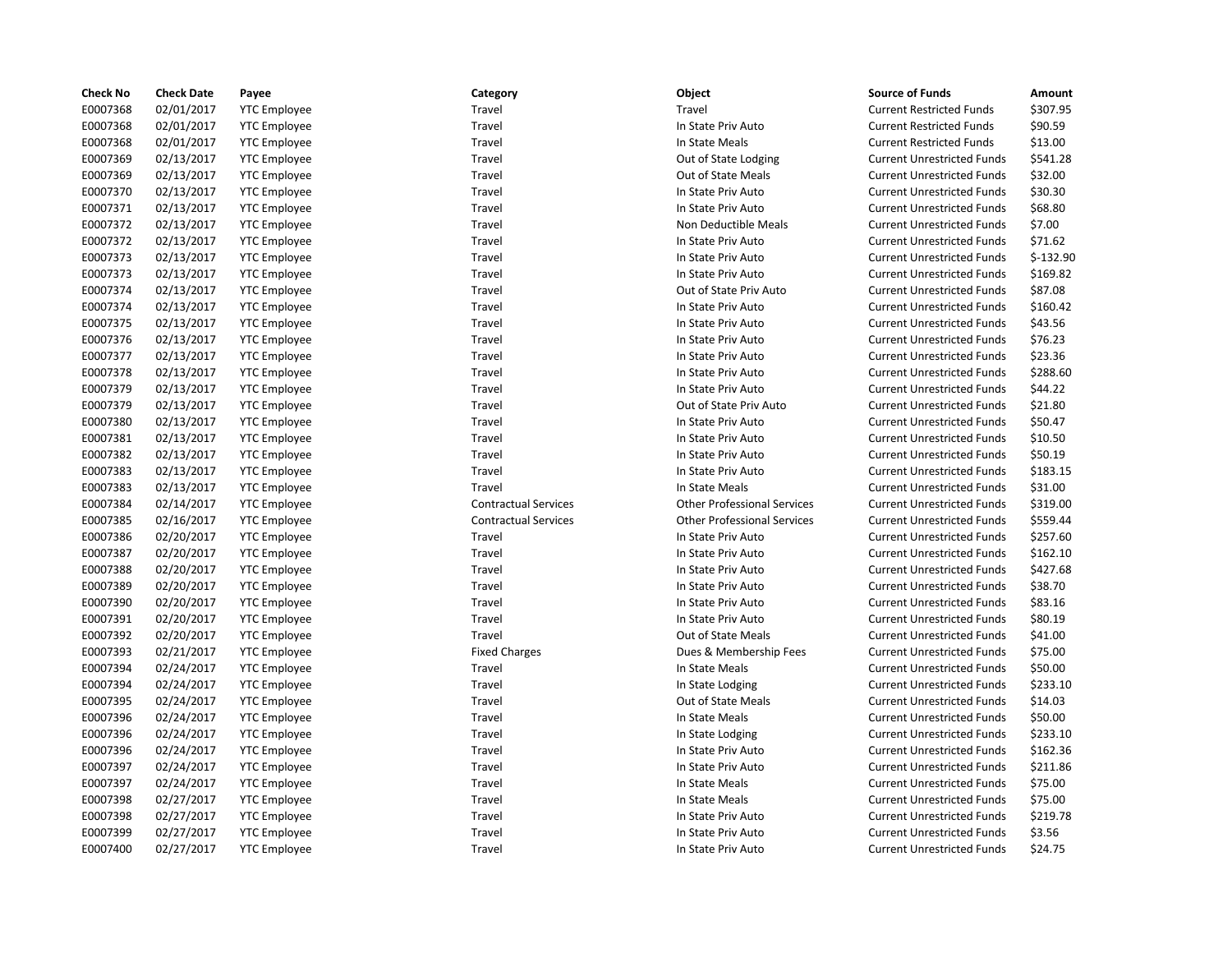| Check No | Check Date | Payee | Category | Object | Source of Funds | Amount |
| --- | --- | --- | --- | --- | --- | --- |
| E0007368 | 02/01/2017 | YTC Employee | Travel | Travel | Current Restricted Funds | $307.95 |
| E0007368 | 02/01/2017 | YTC Employee | Travel | In State Priv Auto | Current Restricted Funds | $90.59 |
| E0007368 | 02/01/2017 | YTC Employee | Travel | In State Meals | Current Restricted Funds | $13.00 |
| E0007369 | 02/13/2017 | YTC Employee | Travel | Out of State Lodging | Current Unrestricted Funds | $541.28 |
| E0007369 | 02/13/2017 | YTC Employee | Travel | Out of State Meals | Current Unrestricted Funds | $32.00 |
| E0007370 | 02/13/2017 | YTC Employee | Travel | In State Priv Auto | Current Unrestricted Funds | $30.30 |
| E0007371 | 02/13/2017 | YTC Employee | Travel | In State Priv Auto | Current Unrestricted Funds | $68.80 |
| E0007372 | 02/13/2017 | YTC Employee | Travel | Non Deductible Meals | Current Unrestricted Funds | $7.00 |
| E0007372 | 02/13/2017 | YTC Employee | Travel | In State Priv Auto | Current Unrestricted Funds | $71.62 |
| E0007373 | 02/13/2017 | YTC Employee | Travel | In State Priv Auto | Current Unrestricted Funds | $-132.90 |
| E0007373 | 02/13/2017 | YTC Employee | Travel | In State Priv Auto | Current Unrestricted Funds | $169.82 |
| E0007374 | 02/13/2017 | YTC Employee | Travel | Out of State Priv Auto | Current Unrestricted Funds | $87.08 |
| E0007374 | 02/13/2017 | YTC Employee | Travel | In State Priv Auto | Current Unrestricted Funds | $160.42 |
| E0007375 | 02/13/2017 | YTC Employee | Travel | In State Priv Auto | Current Unrestricted Funds | $43.56 |
| E0007376 | 02/13/2017 | YTC Employee | Travel | In State Priv Auto | Current Unrestricted Funds | $76.23 |
| E0007377 | 02/13/2017 | YTC Employee | Travel | In State Priv Auto | Current Unrestricted Funds | $23.36 |
| E0007378 | 02/13/2017 | YTC Employee | Travel | In State Priv Auto | Current Unrestricted Funds | $288.60 |
| E0007379 | 02/13/2017 | YTC Employee | Travel | In State Priv Auto | Current Unrestricted Funds | $44.22 |
| E0007379 | 02/13/2017 | YTC Employee | Travel | Out of State Priv Auto | Current Unrestricted Funds | $21.80 |
| E0007380 | 02/13/2017 | YTC Employee | Travel | In State Priv Auto | Current Unrestricted Funds | $50.47 |
| E0007381 | 02/13/2017 | YTC Employee | Travel | In State Priv Auto | Current Unrestricted Funds | $10.50 |
| E0007382 | 02/13/2017 | YTC Employee | Travel | In State Priv Auto | Current Unrestricted Funds | $50.19 |
| E0007383 | 02/13/2017 | YTC Employee | Travel | In State Priv Auto | Current Unrestricted Funds | $183.15 |
| E0007383 | 02/13/2017 | YTC Employee | Travel | In State Meals | Current Unrestricted Funds | $31.00 |
| E0007384 | 02/14/2017 | YTC Employee | Contractual Services | Other Professional Services | Current Unrestricted Funds | $319.00 |
| E0007385 | 02/16/2017 | YTC Employee | Contractual Services | Other Professional Services | Current Unrestricted Funds | $559.44 |
| E0007386 | 02/20/2017 | YTC Employee | Travel | In State Priv Auto | Current Unrestricted Funds | $257.60 |
| E0007387 | 02/20/2017 | YTC Employee | Travel | In State Priv Auto | Current Unrestricted Funds | $162.10 |
| E0007388 | 02/20/2017 | YTC Employee | Travel | In State Priv Auto | Current Unrestricted Funds | $427.68 |
| E0007389 | 02/20/2017 | YTC Employee | Travel | In State Priv Auto | Current Unrestricted Funds | $38.70 |
| E0007390 | 02/20/2017 | YTC Employee | Travel | In State Priv Auto | Current Unrestricted Funds | $83.16 |
| E0007391 | 02/20/2017 | YTC Employee | Travel | In State Priv Auto | Current Unrestricted Funds | $80.19 |
| E0007392 | 02/20/2017 | YTC Employee | Travel | Out of State Meals | Current Unrestricted Funds | $41.00 |
| E0007393 | 02/21/2017 | YTC Employee | Fixed Charges | Dues & Membership Fees | Current Unrestricted Funds | $75.00 |
| E0007394 | 02/24/2017 | YTC Employee | Travel | In State Meals | Current Unrestricted Funds | $50.00 |
| E0007394 | 02/24/2017 | YTC Employee | Travel | In State Lodging | Current Unrestricted Funds | $233.10 |
| E0007395 | 02/24/2017 | YTC Employee | Travel | Out of State Meals | Current Unrestricted Funds | $14.03 |
| E0007396 | 02/24/2017 | YTC Employee | Travel | In State Meals | Current Unrestricted Funds | $50.00 |
| E0007396 | 02/24/2017 | YTC Employee | Travel | In State Lodging | Current Unrestricted Funds | $233.10 |
| E0007396 | 02/24/2017 | YTC Employee | Travel | In State Priv Auto | Current Unrestricted Funds | $162.36 |
| E0007397 | 02/24/2017 | YTC Employee | Travel | In State Priv Auto | Current Unrestricted Funds | $211.86 |
| E0007397 | 02/24/2017 | YTC Employee | Travel | In State Meals | Current Unrestricted Funds | $75.00 |
| E0007398 | 02/27/2017 | YTC Employee | Travel | In State Meals | Current Unrestricted Funds | $75.00 |
| E0007398 | 02/27/2017 | YTC Employee | Travel | In State Priv Auto | Current Unrestricted Funds | $219.78 |
| E0007399 | 02/27/2017 | YTC Employee | Travel | In State Priv Auto | Current Unrestricted Funds | $3.56 |
| E0007400 | 02/27/2017 | YTC Employee | Travel | In State Priv Auto | Current Unrestricted Funds | $24.75 |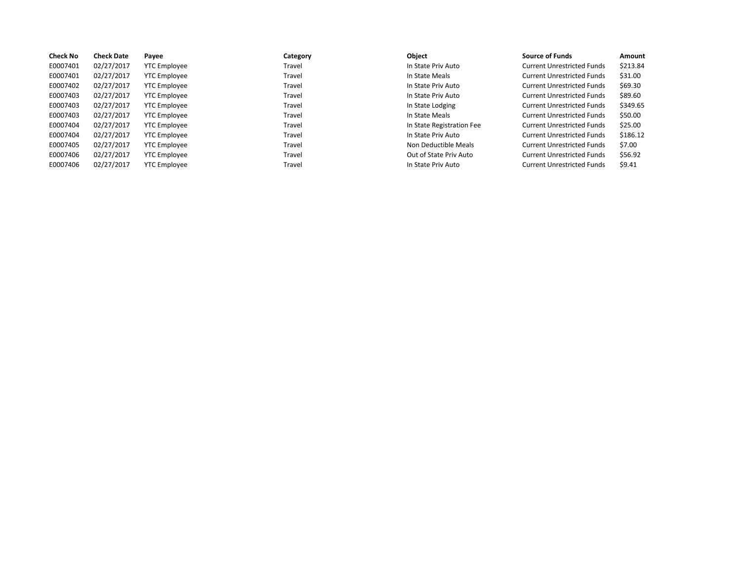| Check No | Check Date | Payee | Category | Object | Source of Funds | Amount |
| --- | --- | --- | --- | --- | --- | --- |
| E0007401 | 02/27/2017 | YTC Employee | Travel | In State Priv Auto | Current Unrestricted Funds | $213.84 |
| E0007401 | 02/27/2017 | YTC Employee | Travel | In State Meals | Current Unrestricted Funds | $31.00 |
| E0007402 | 02/27/2017 | YTC Employee | Travel | In State Priv Auto | Current Unrestricted Funds | $69.30 |
| E0007403 | 02/27/2017 | YTC Employee | Travel | In State Priv Auto | Current Unrestricted Funds | $89.60 |
| E0007403 | 02/27/2017 | YTC Employee | Travel | In State Lodging | Current Unrestricted Funds | $349.65 |
| E0007403 | 02/27/2017 | YTC Employee | Travel | In State Meals | Current Unrestricted Funds | $50.00 |
| E0007404 | 02/27/2017 | YTC Employee | Travel | In State Registration Fee | Current Unrestricted Funds | $25.00 |
| E0007404 | 02/27/2017 | YTC Employee | Travel | In State Priv Auto | Current Unrestricted Funds | $186.12 |
| E0007405 | 02/27/2017 | YTC Employee | Travel | Non Deductible Meals | Current Unrestricted Funds | $7.00 |
| E0007406 | 02/27/2017 | YTC Employee | Travel | Out of State Priv Auto | Current Unrestricted Funds | $56.92 |
| E0007406 | 02/27/2017 | YTC Employee | Travel | In State Priv Auto | Current Unrestricted Funds | $9.41 |